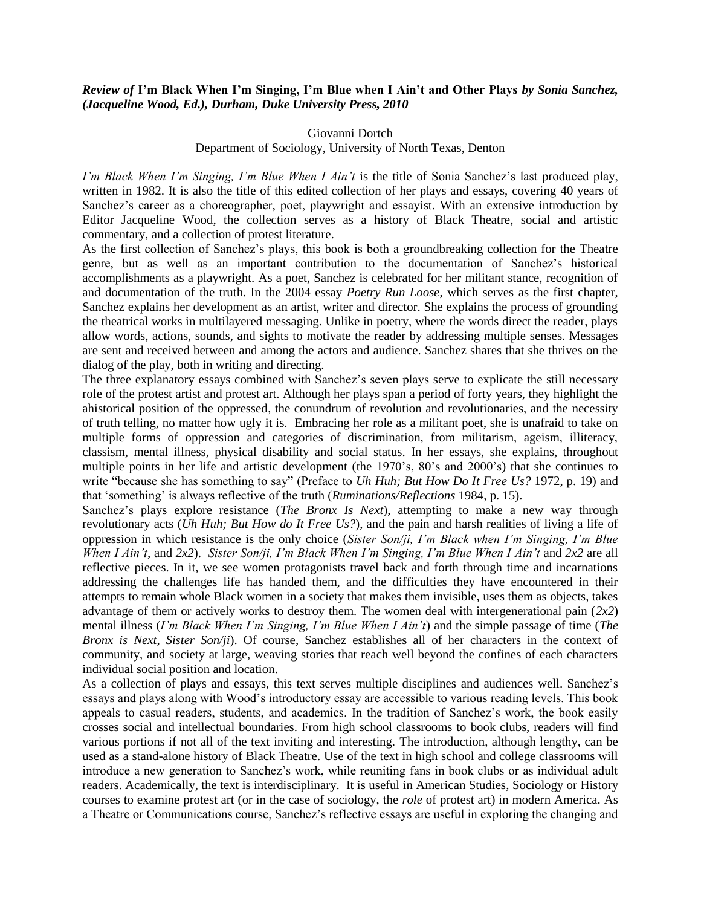**_Review of_ I'm Black When I'm Singing, I'm Blue when I Ain't and Other Plays _by Sonia Sanchez, (Jacqueline Wood, Ed.), Durham, Duke University Press, 2010_**

Giovanni Dortch
Department of Sociology, University of North Texas, Denton

*I'm Black When I'm Singing, I'm Blue When I Ain't* is the title of Sonia Sanchez's last produced play, written in 1982. It is also the title of this edited collection of her plays and essays, covering 40 years of Sanchez's career as a choreographer, poet, playwright and essayist. With an extensive introduction by Editor Jacqueline Wood, the collection serves as a history of Black Theatre, social and artistic commentary, and a collection of protest literature.

As the first collection of Sanchez's plays, this book is both a groundbreaking collection for the Theatre genre, but as well as an important contribution to the documentation of Sanchez's historical accomplishments as a playwright. As a poet, Sanchez is celebrated for her militant stance, recognition of and documentation of the truth. In the 2004 essay *Poetry Run Loose*, which serves as the first chapter, Sanchez explains her development as an artist, writer and director. She explains the process of grounding the theatrical works in multilayered messaging. Unlike in poetry, where the words direct the reader, plays allow words, actions, sounds, and sights to motivate the reader by addressing multiple senses. Messages are sent and received between and among the actors and audience. Sanchez shares that she thrives on the dialog of the play, both in writing and directing.

The three explanatory essays combined with Sanchez's seven plays serve to explicate the still necessary role of the protest artist and protest art. Although her plays span a period of forty years, they highlight the ahistorical position of the oppressed, the conundrum of revolution and revolutionaries, and the necessity of truth telling, no matter how ugly it is. Embracing her role as a militant poet, she is unafraid to take on multiple forms of oppression and categories of discrimination, from militarism, ageism, illiteracy, classism, mental illness, physical disability and social status. In her essays, she explains, throughout multiple points in her life and artistic development (the 1970's, 80's and 2000's) that she continues to write "because she has something to say" (Preface to *Uh Huh; But How Do It Free Us?* 1972, p. 19) and that 'something' is always reflective of the truth (*Ruminations/Reflections* 1984, p. 15).

Sanchez's plays explore resistance (*The Bronx Is Next*), attempting to make a new way through revolutionary acts (*Uh Huh; But How do It Free Us?*), and the pain and harsh realities of living a life of oppression in which resistance is the only choice (*Sister Son/ji, I'm Black when I'm Singing, I'm Blue When I Ain't*, and *2x2*). *Sister Son/ji, I'm Black When I'm Singing, I'm Blue When I Ain't* and *2x2* are all reflective pieces. In it, we see women protagonists travel back and forth through time and incarnations addressing the challenges life has handed them, and the difficulties they have encountered in their attempts to remain whole Black women in a society that makes them invisible, uses them as objects, takes advantage of them or actively works to destroy them. The women deal with intergenerational pain (*2x2*) mental illness (*I'm Black When I'm Singing, I'm Blue When I Ain't*) and the simple passage of time (*The Bronx is Next*, *Sister Son/ji*). Of course, Sanchez establishes all of her characters in the context of community, and society at large, weaving stories that reach well beyond the confines of each characters individual social position and location.

As a collection of plays and essays, this text serves multiple disciplines and audiences well. Sanchez's essays and plays along with Wood's introductory essay are accessible to various reading levels. This book appeals to casual readers, students, and academics. In the tradition of Sanchez's work, the book easily crosses social and intellectual boundaries. From high school classrooms to book clubs, readers will find various portions if not all of the text inviting and interesting. The introduction, although lengthy, can be used as a stand-alone history of Black Theatre. Use of the text in high school and college classrooms will introduce a new generation to Sanchez's work, while reuniting fans in book clubs or as individual adult readers. Academically, the text is interdisciplinary. It is useful in American Studies, Sociology or History courses to examine protest art (or in the case of sociology, the *role* of protest art) in modern America. As a Theatre or Communications course, Sanchez's reflective essays are useful in exploring the changing and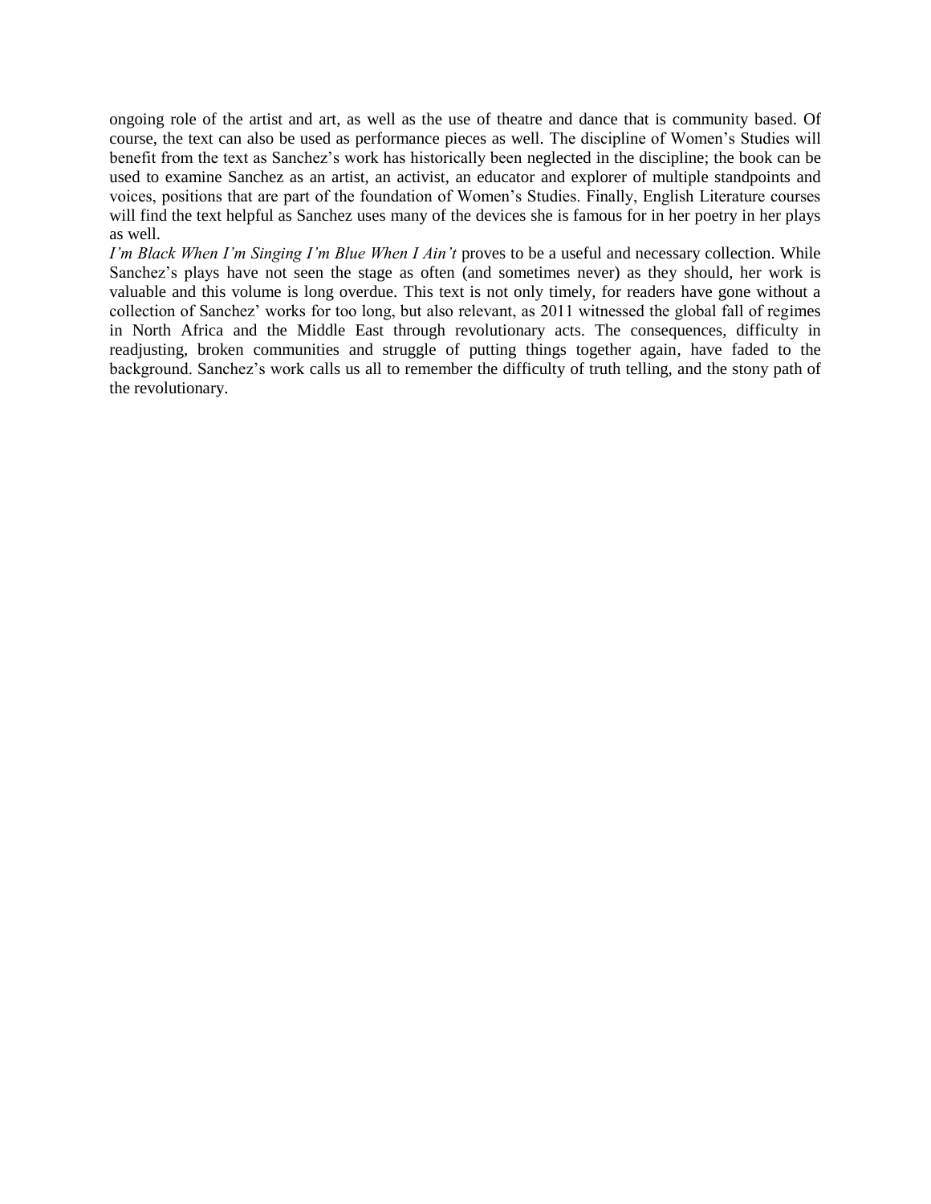ongoing role of the artist and art, as well as the use of theatre and dance that is community based. Of course, the text can also be used as performance pieces as well. The discipline of Women's Studies will benefit from the text as Sanchez's work has historically been neglected in the discipline; the book can be used to examine Sanchez as an artist, an activist, an educator and explorer of multiple standpoints and voices, positions that are part of the foundation of Women's Studies. Finally, English Literature courses will find the text helpful as Sanchez uses many of the devices she is famous for in her poetry in her plays as well.

*I'm Black When I'm Singing I'm Blue When I Ain't* proves to be a useful and necessary collection. While Sanchez's plays have not seen the stage as often (and sometimes never) as they should, her work is valuable and this volume is long overdue. This text is not only timely, for readers have gone without a collection of Sanchez' works for too long, but also relevant, as 2011 witnessed the global fall of regimes in North Africa and the Middle East through revolutionary acts. The consequences, difficulty in readjusting, broken communities and struggle of putting things together again, have faded to the background. Sanchez's work calls us all to remember the difficulty of truth telling, and the stony path of the revolutionary.